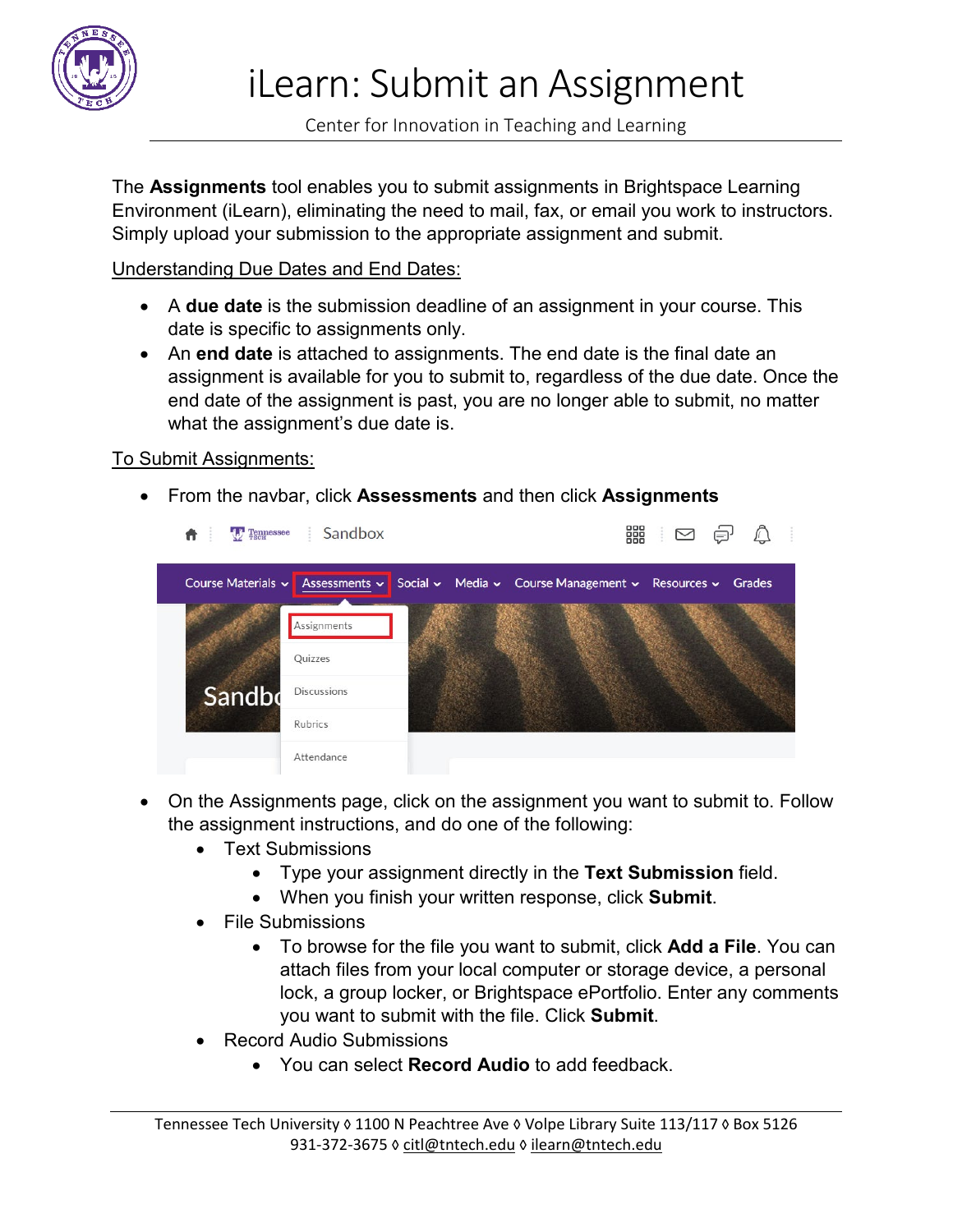# iLearn: Submit an Assignment

Center for Innovation in Teaching and Learning

The **Assignments** tool enables you to submit assignments in Brightspace Learning Environment (iLearn), eliminating the need to mail, fax, or email you work to instructors. Simply upload your submission to the appropriate assignment and submit.

Understanding Due Dates and End Dates:

- A **due date** is the submission deadline of an assignment in your course. This date is specific to assignments only.
- An **end date** is attached to assignments. The end date is the final date an assignment is available for you to submit to, regardless of the due date. Once the end date of the assignment is past, you are no longer able to submit, no matter what the assignment's due date is.

To Submit Assignments:

- From the navbar, click **Assessments** and then click **Assignments**
- On the Assignments page, click on the assignment you want to submit to. Follow the assignment instructions, and do one of the following:
  - Text Submissions
    - Type your assignment directly in the **Text Submission** field.
    - When you finish your written response, click **Submit**.
  - File Submissions
    - To browse for the file you want to submit, click **Add a File**. You can attach files from your local computer or storage device, a personal lock, a group locker, or Brightspace ePortfolio. Enter any comments you want to submit with the file. Click **Submit**.
  - Record Audio Submissions
    - You can select **Record Audio** to add feedback.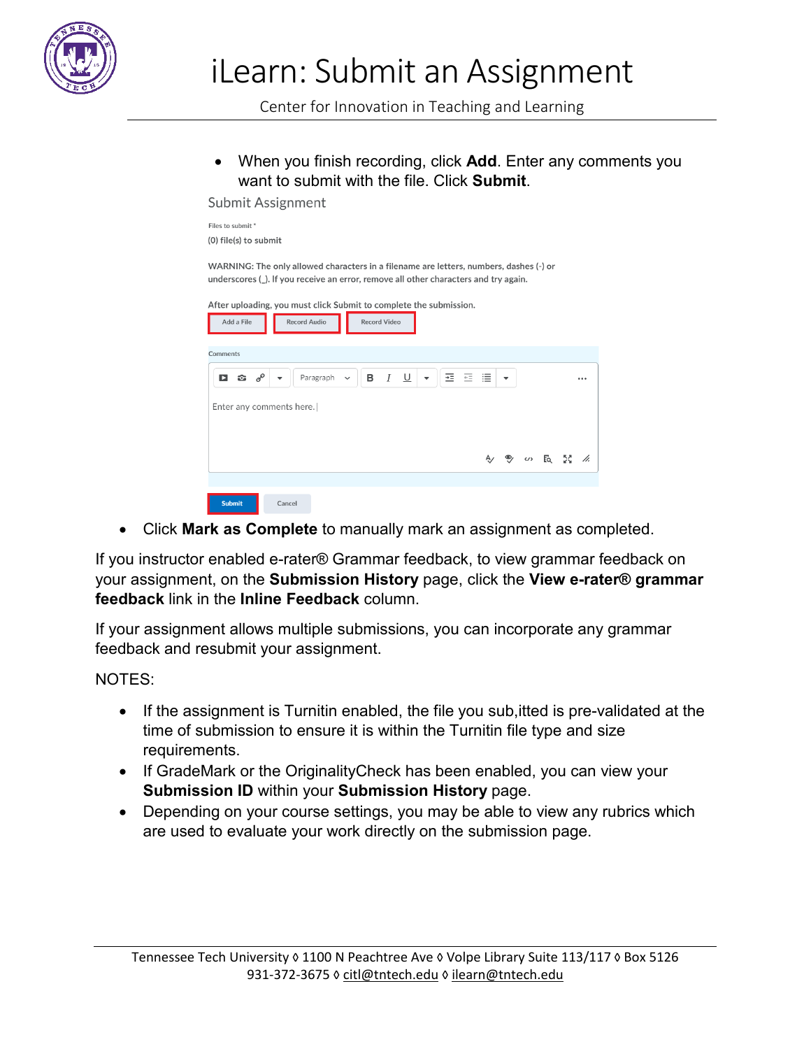- When you finish recording, click **Add**. Enter any comments you want to submit with the file. Click **Submit**.

Submit Assignment

Files to submit *

(0) file(s) to submit

WARNING: The only allowed characters in a filename are letters, numbers, dashes (-) or underscores (_). If you receive an error, remove all other characters and try again.

After uploading, you must click Submit to complete the submission.

Add a File | Record Audio | Record Video

Comments

Enter any comments here.

Submit | Cancel

- Click **Mark as Complete** to manually mark an assignment as completed.

If you instructor enabled e-rater® Grammar feedback, to view grammar feedback on your assignment, on the **Submission History** page, click the **View e-rater® grammar feedback** link in the **Inline Feedback** column.

If your assignment allows multiple submissions, you can incorporate any grammar feedback and resubmit your assignment.

NOTES:

- If the assignment is Turnitin enabled, the file you sub,itted is pre-validated at the time of submission to ensure it is within the Turnitin file type and size requirements.
- If GradeMark or the OriginalityCheck has been enabled, you can view your **Submission ID** within your **Submission History** page.
- Depending on your course settings, you may be able to view any rubrics which are used to evaluate your work directly on the submission page.